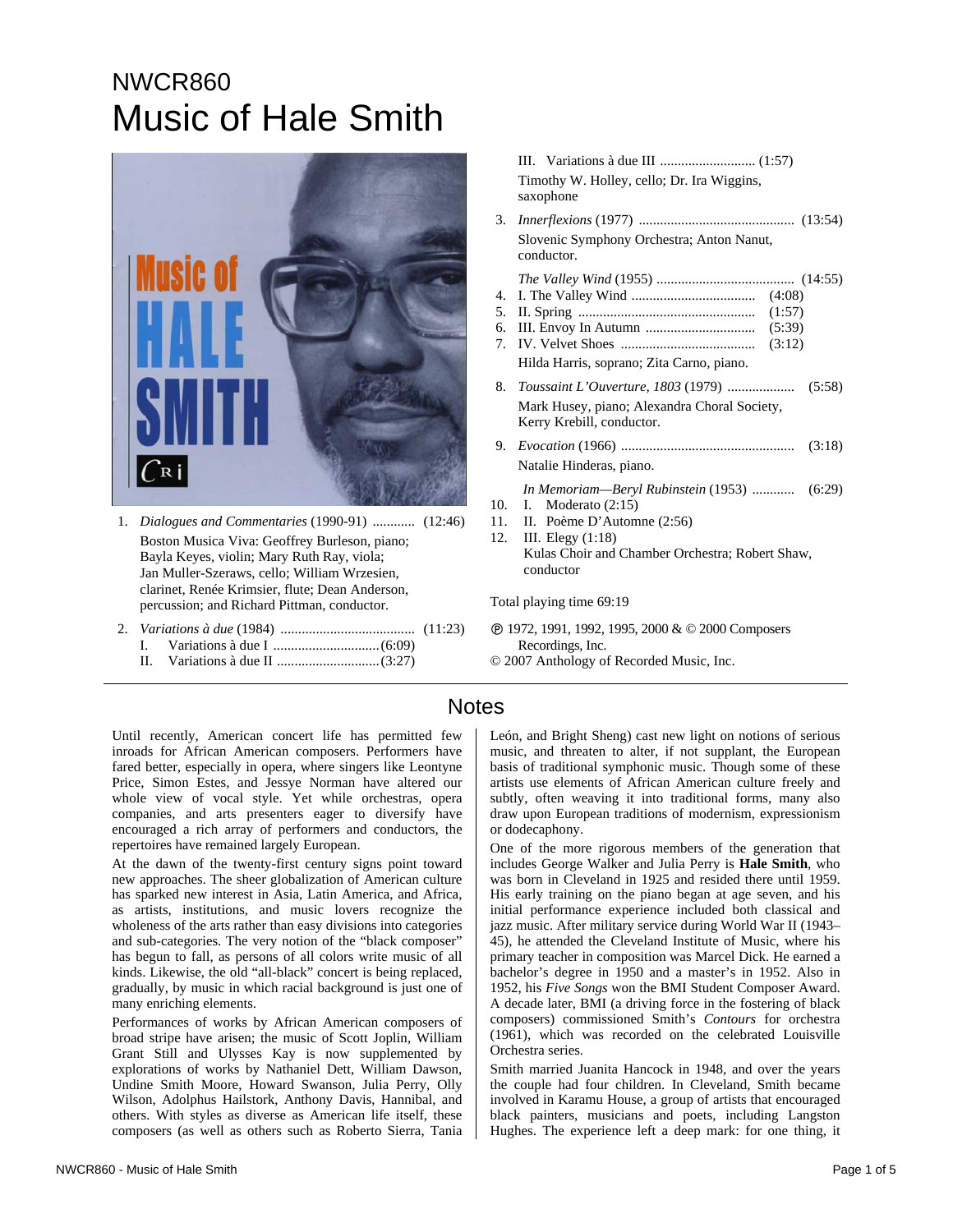NWCR860

# Music of Hale Smith

1. *Dialogues and Commentaries* (1990-91) ............ (12:46)
   Boston Musica Viva: Geoffrey Burleson, piano; Bayla Keyes, violin; Mary Ruth Ray, viola; Jan Muller-Szeraws, cello; William Wrzesien, clarinet, Renée Krimsier, flute; Dean Anderson, percussion; and Richard Pittman, conductor.

2. *Variations à due* (1984) ...................................... (11:23)
   I. Variations à due I ..............................(6:09)
   II. Variations à due II .............................(3:27)
   III. Variations à due III ........................... (1:57)
   Timothy W. Holley, cello; Dr. Ira Wiggins, saxophone

3. *Innerflexions* (1977) ........................................... (13:54)
   Slovenic Symphony Orchestra; Anton Nanut, conductor.

*The Valley Wind* (1955) ....................................... (14:55)

4. I. The Valley Wind ................................... (4:08)
5. II. Spring .................................................. (1:57)
6. III. Envoy In Autumn ............................... (5:39)
7. IV. Velvet Shoes ...................................... (3:12)

Hilda Harris, soprano; Zita Carno, piano.

8. *Toussaint L'Ouverture, 1803* (1979) .................. (5:58)
   Mark Husey, piano; Alexandra Choral Society, Kerry Krebill, conductor.

9. *Evocation* (1966) ................................................. (3:18)
   Natalie Hinderas, piano.

*In Memoriam—Beryl Rubinstein* (1953) ............ (6:29)

10. I. Moderato (2:15)
11. II. Poème D'Automne (2:56)
12. III. Elegy (1:18)

Kulas Choir and Chamber Orchestra; Robert Shaw, conductor

Total playing time 69:19

℗ 1972, 1991, 1992, 1995, 2000 & © 2000 Composers Recordings, Inc.
© 2007 Anthology of Recorded Music, Inc.

## Notes

Until recently, American concert life has permitted few inroads for African American composers. Performers have fared better, especially in opera, where singers like Leontyne Price, Simon Estes, and Jessye Norman have altered our whole view of vocal style. Yet while orchestras, opera companies, and arts presenters eager to diversify have encouraged a rich array of performers and conductors, the repertoires have remained largely European.

At the dawn of the twenty-first century signs point toward new approaches. The sheer globalization of American culture has sparked new interest in Asia, Latin America, and Africa, as artists, institutions, and music lovers recognize the wholeness of the arts rather than easy divisions into categories and sub-categories. The very notion of the "black composer" has begun to fall, as persons of all colors write music of all kinds. Likewise, the old "all-black" concert is being replaced, gradually, by music in which racial background is just one of many enriching elements.

Performances of works by African American composers of broad stripe have arisen; the music of Scott Joplin, William Grant Still and Ulysses Kay is now supplemented by explorations of works by Nathaniel Dett, William Dawson, Undine Smith Moore, Howard Swanson, Julia Perry, Olly Wilson, Adolphus Hailstork, Anthony Davis, Hannibal, and others. With styles as diverse as American life itself, these composers (as well as others such as Roberto Sierra, Tania León, and Bright Sheng) cast new light on notions of serious music, and threaten to alter, if not supplant, the European basis of traditional symphonic music. Though some of these artists use elements of African American culture freely and subtly, often weaving it into traditional forms, many also draw upon European traditions of modernism, expressionism or dodecaphony.

One of the more rigorous members of the generation that includes George Walker and Julia Perry is **Hale Smith**, who was born in Cleveland in 1925 and resided there until 1959. His early training on the piano began at age seven, and his initial performance experience included both classical and jazz music. After military service during World War II (1943–45), he attended the Cleveland Institute of Music, where his primary teacher in composition was Marcel Dick. He earned a bachelor's degree in 1950 and a master's in 1952. Also in 1952, his *Five Songs* won the BMI Student Composer Award. A decade later, BMI (a driving force in the fostering of black composers) commissioned Smith's *Contours* for orchestra (1961), which was recorded on the celebrated Louisville Orchestra series.

Smith married Juanita Hancock in 1948, and over the years the couple had four children. In Cleveland, Smith became involved in Karamu House, a group of artists that encouraged black painters, musicians and poets, including Langston Hughes. The experience left a deep mark: for one thing, it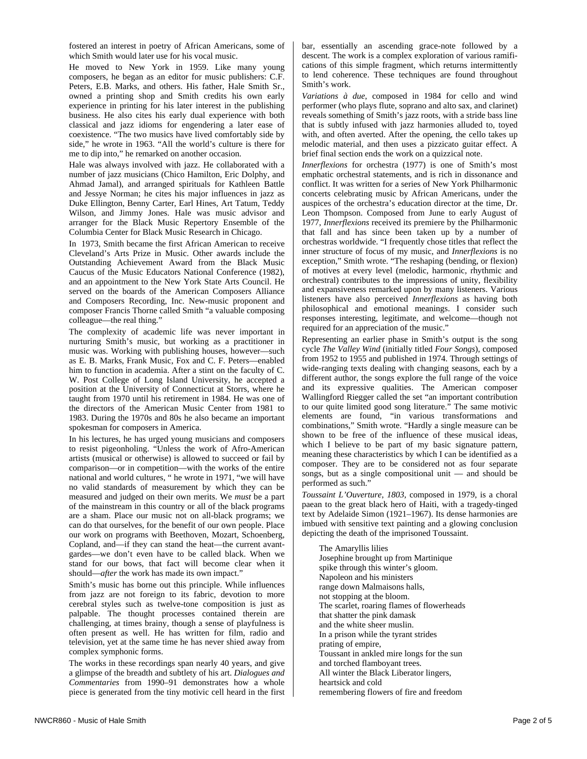fostered an interest in poetry of African Americans, some of which Smith would later use for his vocal music.

He moved to New York in 1959. Like many young composers, he began as an editor for music publishers: C.F. Peters, E.B. Marks, and others. His father, Hale Smith Sr., owned a printing shop and Smith credits his own early experience in printing for his later interest in the publishing business. He also cites his early dual experience with both classical and jazz idioms for engendering a later ease of coexistence. "The two musics have lived comfortably side by side," he wrote in 1963. "All the world's culture is there for me to dip into," he remarked on another occasion.

Hale was always involved with jazz. He collaborated with a number of jazz musicians (Chico Hamilton, Eric Dolphy, and Ahmad Jamal), and arranged spirituals for Kathleen Battle and Jessye Norman; he cites his major influences in jazz as Duke Ellington, Benny Carter, Earl Hines, Art Tatum, Teddy Wilson, and Jimmy Jones. Hale was music advisor and arranger for the Black Music Repertory Ensemble of the Columbia Center for Black Music Research in Chicago.

In 1973, Smith became the first African American to receive Cleveland's Arts Prize in Music. Other awards include the Outstanding Achievement Award from the Black Music Caucus of the Music Educators National Conference (1982), and an appointment to the New York State Arts Council. He served on the boards of the American Composers Alliance and Composers Recording, Inc. New-music proponent and composer Francis Thorne called Smith "a valuable composing colleague—the real thing."

The complexity of academic life was never important in nurturing Smith's music, but working as a practitioner in music was. Working with publishing houses, however—such as E. B. Marks, Frank Music, Fox and C. F. Peters—enabled him to function in academia. After a stint on the faculty of C. W. Post College of Long Island University, he accepted a position at the University of Connecticut at Storrs, where he taught from 1970 until his retirement in 1984. He was one of the directors of the American Music Center from 1981 to 1983. During the 1970s and 80s he also became an important spokesman for composers in America.

In his lectures, he has urged young musicians and composers to resist pigeonholing. "Unless the work of Afro-American artists (musical or otherwise) is allowed to succeed or fail by comparison—or in competition—with the works of the entire national and world cultures, " he wrote in 1971, "we will have no valid standards of measurement by which they can be measured and judged on their own merits. We *must* be a part of the mainstream in this country or all of the black programs are a sham. Place our music not on all-black programs; we can do that ourselves, for the benefit of our own people. Place our work on programs with Beethoven, Mozart, Schoenberg, Copland, and—if they can stand the heat—the current avant-gardes—we don't even have to be called black. When we stand for our bows, that fact will become clear when it should—*after* the work has made its own impact."

Smith's music has borne out this principle. While influences from jazz are not foreign to its fabric, devotion to more cerebral styles such as twelve-tone composition is just as palpable. The thought processes contained therein are challenging, at times brainy, though a sense of playfulness is often present as well. He has written for film, radio and television, yet at the same time he has never shied away from complex symphonic forms.

The works in these recordings span nearly 40 years, and give a glimpse of the breadth and subtlety of his art. *Dialogues and Commentaries* from 1990–91 demonstrates how a whole piece is generated from the tiny motivic cell heard in the first bar, essentially an ascending grace-note followed by a descent. The work is a complex exploration of various ramifications of this simple fragment, which returns intermittently to lend coherence. These techniques are found throughout Smith's work.

*Variations à due*, composed in 1984 for cello and wind performer (who plays flute, soprano and alto sax, and clarinet) reveals something of Smith's jazz roots, with a stride bass line that is subtly infused with jazz harmonies alluded to, toyed with, and often averted. After the opening, the cello takes up melodic material, and then uses a pizzicato guitar effect. A brief final section ends the work on a quizzical note.

*Innerflexions* for orchestra (1977) is one of Smith's most emphatic orchestral statements, and is rich in dissonance and conflict. It was written for a series of New York Philharmonic concerts celebrating music by African Americans, under the auspices of the orchestra's education director at the time, Dr. Leon Thompson. Composed from June to early August of 1977, *Innerflexions* received its premiere by the Philharmonic that fall and has since been taken up by a number of orchestras worldwide. "I frequently chose titles that reflect the inner structure of focus of my music, and *Innerflexions* is no exception," Smith wrote. "The reshaping (bending, or flexion) of motives at every level (melodic, harmonic, rhythmic and orchestral) contributes to the impressions of unity, flexibility and expansiveness remarked upon by many listeners. Various listeners have also perceived *Innerflexions* as having both philosophical and emotional meanings. I consider such responses interesting, legitimate, and welcome—though not required for an appreciation of the music."

Representing an earlier phase in Smith's output is the song cycle *The Valley Wind* (initially titled *Four Songs*), composed from 1952 to 1955 and published in 1974. Through settings of wide-ranging texts dealing with changing seasons, each by a different author, the songs explore the full range of the voice and its expressive qualities. The American composer Wallingford Riegger called the set "an important contribution to our quite limited good song literature." The same motivic elements are found, "in various transformations and combinations," Smith wrote. "Hardly a single measure can be shown to be free of the influence of these musical ideas, which I believe to be part of my basic signature pattern, meaning these characteristics by which I can be identified as a composer. They are to be considered not as four separate songs, but as a single compositional unit — and should be performed as such."

*Toussaint L'Ouverture, 1803*, composed in 1979, is a choral paean to the great black hero of Haiti, with a tragedy-tinged text by Adelaide Simon (1921–1967). Its dense harmonies are imbued with sensitive text painting and a glowing conclusion depicting the death of the imprisoned Toussaint.

> The Amaryllis lilies
> Josephine brought up from Martinique
> spike through this winter's gloom.
> Napoleon and his ministers
> range down Malmaisons halls,
> not stopping at the bloom.
> The scarlet, roaring flames of flowerheads
> that shatter the pink damask
> and the white sheer muslin.
> In a prison while the tyrant strides
> prating of empire,
> Toussant in ankled mire longs for the sun
> and torched flamboyant trees.
> All winter the Black Liberator lingers,
> heartsick and cold
> remembering flowers of fire and freedom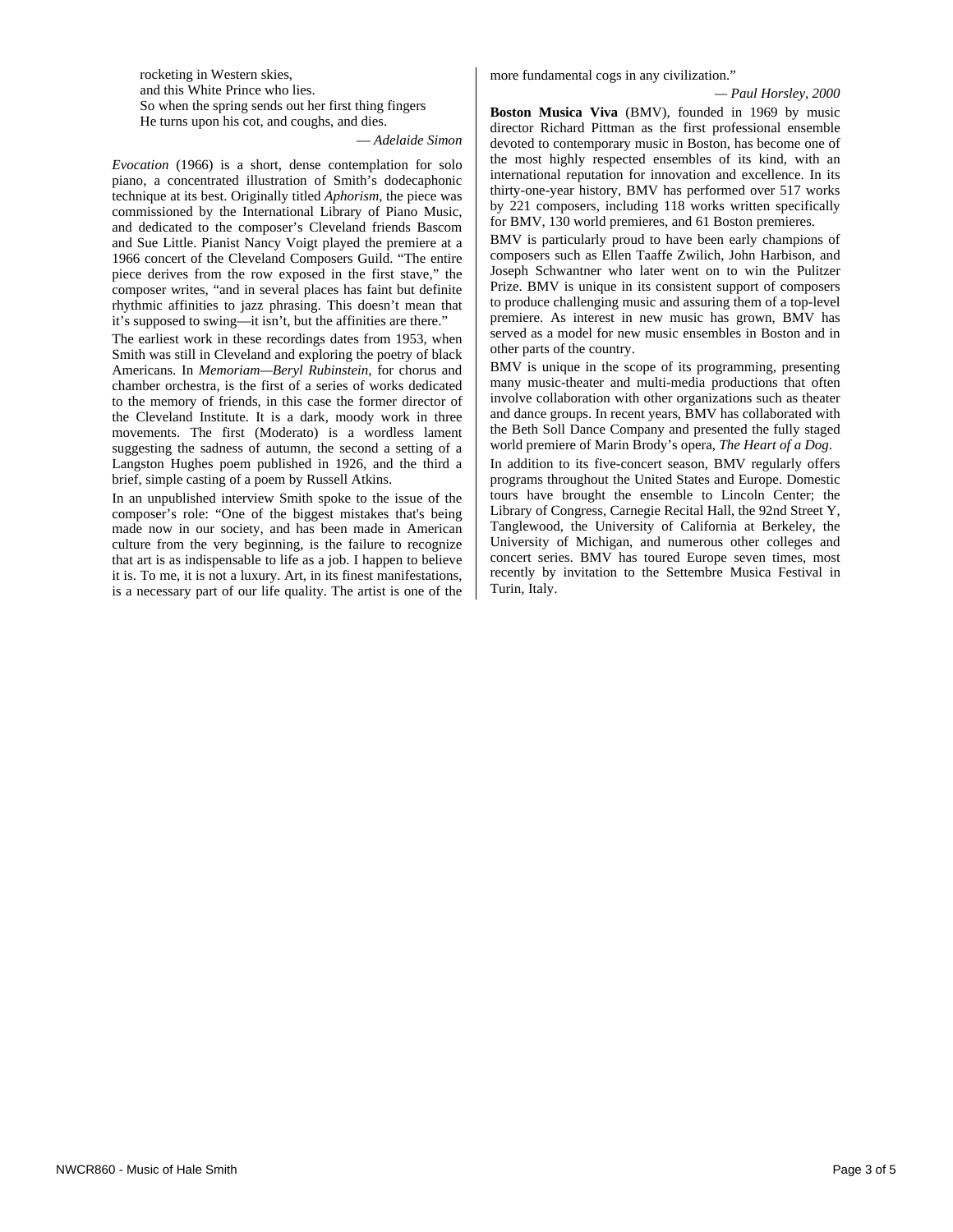rocketing in Western skies,  
and this White Prince who lies.  
So when the spring sends out her first thing fingers  
He turns upon his cot, and coughs, and dies.

— *Adelaide Simon*

*Evocation* (1966) is a short, dense contemplation for solo piano, a concentrated illustration of Smith's dodecaphonic technique at its best. Originally titled *Aphorism*, the piece was commissioned by the International Library of Piano Music, and dedicated to the composer's Cleveland friends Bascom and Sue Little. Pianist Nancy Voigt played the premiere at a 1966 concert of the Cleveland Composers Guild. "The entire piece derives from the row exposed in the first stave," the composer writes, "and in several places has faint but definite rhythmic affinities to jazz phrasing. This doesn't mean that it's supposed to swing—it isn't, but the affinities are there."

The earliest work in these recordings dates from 1953, when Smith was still in Cleveland and exploring the poetry of black Americans. In *Memoriam—Beryl Rubinstein*, for chorus and chamber orchestra, is the first of a series of works dedicated to the memory of friends, in this case the former director of the Cleveland Institute. It is a dark, moody work in three movements. The first (Moderato) is a wordless lament suggesting the sadness of autumn, the second a setting of a Langston Hughes poem published in 1926, and the third a brief, simple casting of a poem by Russell Atkins.

In an unpublished interview Smith spoke to the issue of the composer's role: "One of the biggest mistakes that's being made now in our society, and has been made in American culture from the very beginning, is the failure to recognize that art is as indispensable to life as a job. I happen to believe it is. To me, it is not a luxury. Art, in its finest manifestations, is a necessary part of our life quality. The artist is one of the more fundamental cogs in any civilization."

— *Paul Horsley, 2000*

**Boston Musica Viva** (BMV), founded in 1969 by music director Richard Pittman as the first professional ensemble devoted to contemporary music in Boston, has become one of the most highly respected ensembles of its kind, with an international reputation for innovation and excellence. In its thirty-one-year history, BMV has performed over 517 works by 221 composers, including 118 works written specifically for BMV, 130 world premieres, and 61 Boston premieres.

BMV is particularly proud to have been early champions of composers such as Ellen Taaffe Zwilich, John Harbison, and Joseph Schwantner who later went on to win the Pulitzer Prize. BMV is unique in its consistent support of composers to produce challenging music and assuring them of a top-level premiere. As interest in new music has grown, BMV has served as a model for new music ensembles in Boston and in other parts of the country.

BMV is unique in the scope of its programming, presenting many music-theater and multi-media productions that often involve collaboration with other organizations such as theater and dance groups. In recent years, BMV has collaborated with the Beth Soll Dance Company and presented the fully staged world premiere of Marin Brody's opera, *The Heart of a Dog*.

In addition to its five-concert season, BMV regularly offers programs throughout the United States and Europe. Domestic tours have brought the ensemble to Lincoln Center; the Library of Congress, Carnegie Recital Hall, the 92nd Street Y, Tanglewood, the University of California at Berkeley, the University of Michigan, and numerous other colleges and concert series. BMV has toured Europe seven times, most recently by invitation to the Settembre Musica Festival in Turin, Italy.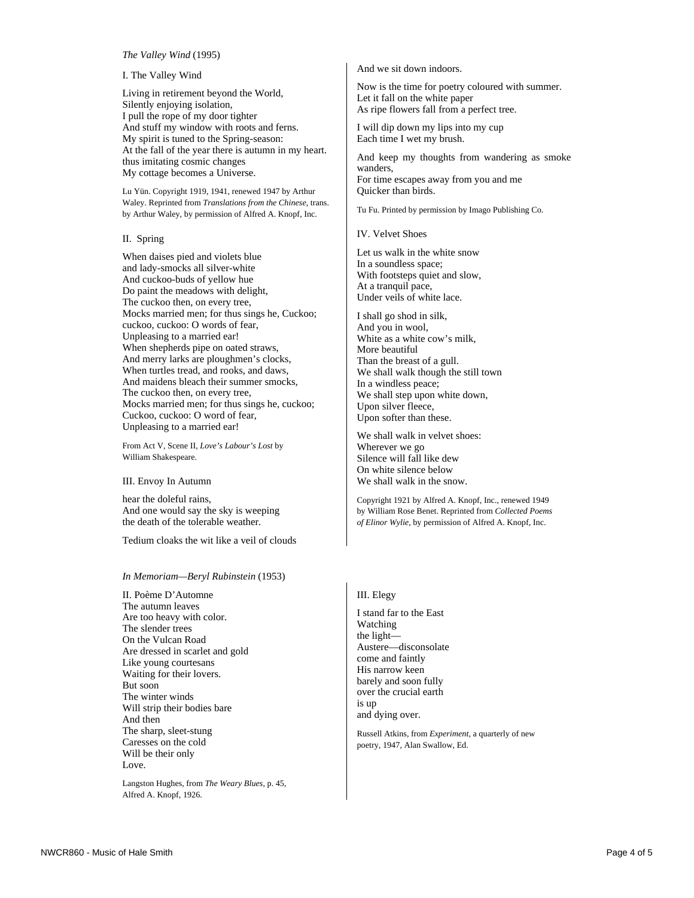*The Valley Wind* (1995)

I. The Valley Wind

Living in retirement beyond the World,
Silently enjoying isolation,
I pull the rope of my door tighter
And stuff my window with roots and ferns.
My spirit is tuned to the Spring-season:
At the fall of the year there is autumn in my heart.
thus imitating cosmic changes
My cottage becomes a Universe.

Lu Yün. Copyright 1919, 1941, renewed 1947 by Arthur Waley. Reprinted from *Translations from the Chinese*, trans. by Arthur Waley, by permission of Alfred A. Knopf, Inc.

II. Spring

When daises pied and violets blue
and lady-smocks all silver-white
And cuckoo-buds of yellow hue
Do paint the meadows with delight,
The cuckoo then, on every tree,
Mocks married men; for thus sings he, Cuckoo;
cuckoo, cuckoo: O words of fear,
Unpleasing to a married ear!
When shepherds pipe on oated straws,
And merry larks are ploughmen's clocks,
When turtles tread, and rooks, and daws,
And maidens bleach their summer smocks,
The cuckoo then, on every tree,
Mocks married men; for thus sings he, cuckoo;
Cuckoo, cuckoo: O word of fear,
Unpleasing to a married ear!

From Act V, Scene II, *Love's Labour's Lost* by William Shakespeare.

III. Envoy In Autumn

hear the doleful rains,
And one would say the sky is weeping
the death of the tolerable weather.

Tedium cloaks the wit like a veil of clouds

And we sit down indoors.

Now is the time for poetry coloured with summer.
Let it fall on the white paper
As ripe flowers fall from a perfect tree.

I will dip down my lips into my cup
Each time I wet my brush.

And keep my thoughts from wandering as smoke wanders,
For time escapes away from you and me
Quicker than birds.

Tu Fu. Printed by permission by Imago Publishing Co.

IV. Velvet Shoes

Let us walk in the white snow
In a soundless space;
With footsteps quiet and slow,
At a tranquil pace,
Under veils of white lace.

I shall go shod in silk,
And you in wool,
White as a white cow's milk,
More beautiful
Than the breast of a gull.
We shall walk though the still town
In a windless peace;
We shall step upon white down,
Upon silver fleece,
Upon softer than these.

We shall walk in velvet shoes:
Wherever we go
Silence will fall like dew
On white silence below
We shall walk in the snow.

Copyright 1921 by Alfred A. Knopf, Inc., renewed 1949 by William Rose Benet. Reprinted from *Collected Poems of Elinor Wylie*, by permission of Alfred A. Knopf, Inc.

*In Memoriam—Beryl Rubinstein* (1953)

II. Poème D'Automne
The autumn leaves
Are too heavy with color.
The slender trees
On the Vulcan Road
Are dressed in scarlet and gold
Like young courtesans
Waiting for their lovers.
But soon
The winter winds
Will strip their bodies bare
And then
The sharp, sleet-stung
Caresses on the cold
Will be their only
Love.

Langston Hughes, from *The Weary Blues*, p. 45, Alfred A. Knopf, 1926.

III. Elegy

I stand far to the East
Watching
the light—
Austere—disconsolate
come and faintly
His narrow keen
barely and soon fully
over the crucial earth
is up
and dying over.

Russell Atkins, from *Experiment*, a quarterly of new poetry, 1947, Alan Swallow, Ed.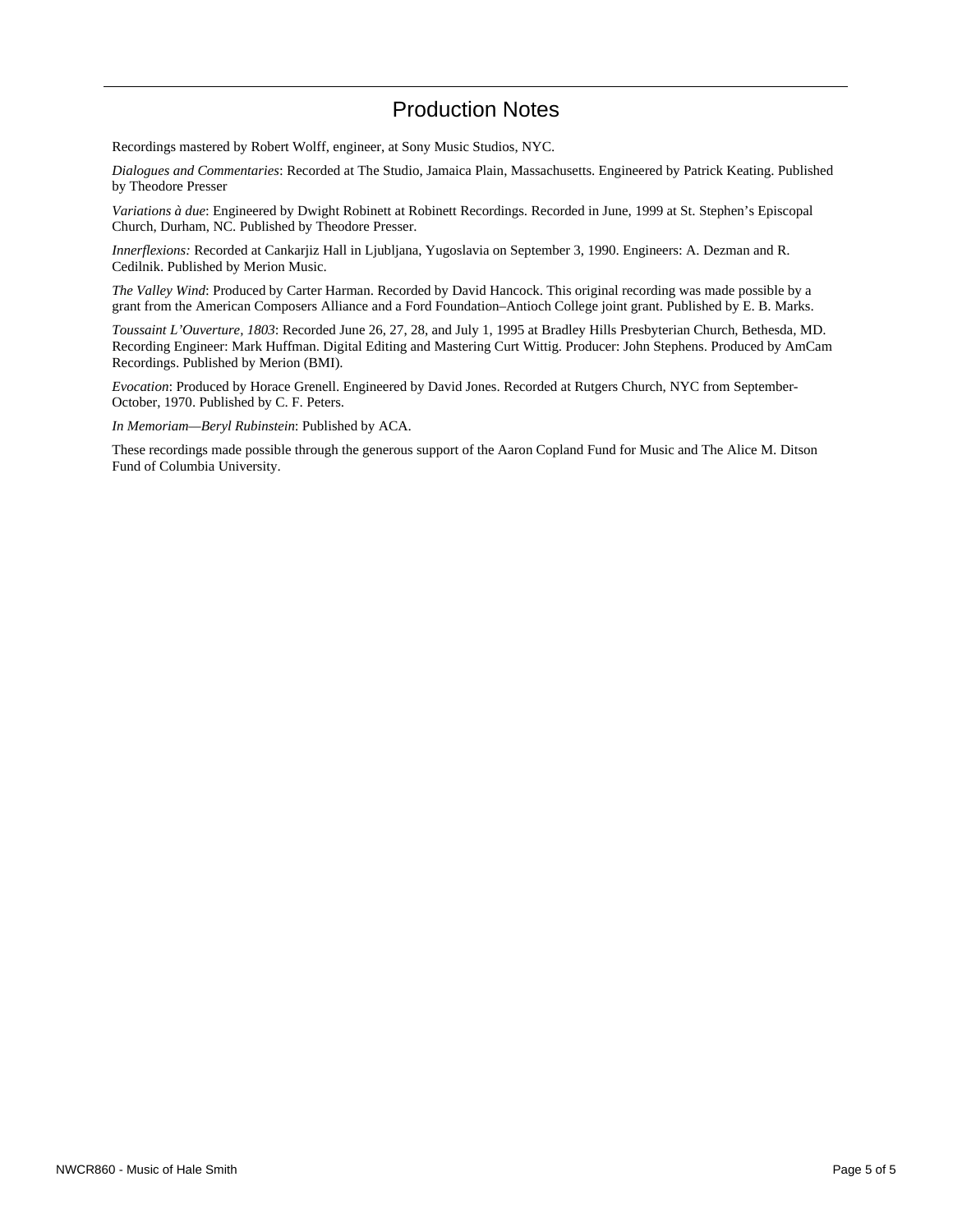## Production Notes

Recordings mastered by Robert Wolff, engineer, at Sony Music Studios, NYC.

*Dialogues and Commentaries*: Recorded at The Studio, Jamaica Plain, Massachusetts. Engineered by Patrick Keating. Published by Theodore Presser

*Variations à due*: Engineered by Dwight Robinett at Robinett Recordings. Recorded in June, 1999 at St. Stephen's Episcopal Church, Durham, NC. Published by Theodore Presser.

*Innerflexions:* Recorded at Cankarjiz Hall in Ljubljana, Yugoslavia on September 3, 1990. Engineers: A. Dezman and R. Cedilnik. Published by Merion Music.

*The Valley Wind*: Produced by Carter Harman. Recorded by David Hancock. This original recording was made possible by a grant from the American Composers Alliance and a Ford Foundation–Antioch College joint grant. Published by E. B. Marks.

*Toussaint L'Ouverture, 1803*: Recorded June 26, 27, 28, and July 1, 1995 at Bradley Hills Presbyterian Church, Bethesda, MD. Recording Engineer: Mark Huffman. Digital Editing and Mastering Curt Wittig. Producer: John Stephens. Produced by AmCam Recordings. Published by Merion (BMI).

*Evocation*: Produced by Horace Grenell. Engineered by David Jones. Recorded at Rutgers Church, NYC from September-October, 1970. Published by C. F. Peters.

*In Memoriam—Beryl Rubinstein*: Published by ACA.

These recordings made possible through the generous support of the Aaron Copland Fund for Music and The Alice M. Ditson Fund of Columbia University.